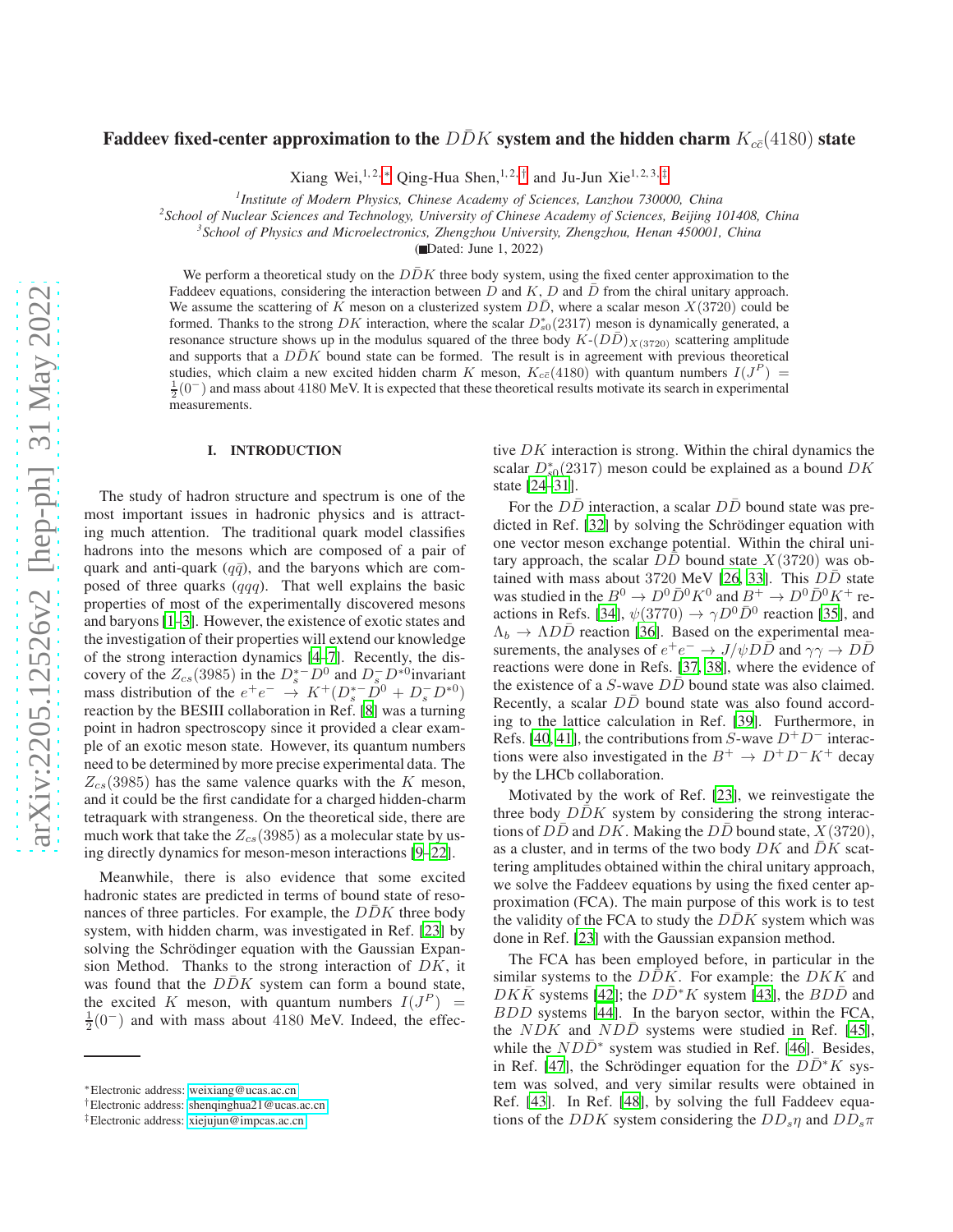# Faddeev fixed-center approximation to the $D\bar{D}K$ system and the hidden charm $K_{c\bar{c}}(4180)$ state

Xiang Wei,[1,2,*] Qing-Hua Shen,[1,2,†] and Ju-Jun Xie[1,2,3,‡]

[1]Institute of Modern Physics, Chinese Academy of Sciences, Lanzhou 730000, China

[2]School of Nuclear Sciences and Technology, University of Chinese Academy of Sciences, Beijing 101408, China

[3]School of Physics and Microelectronics, Zhengzhou University, Zhengzhou, Henan 450001, China

(Dated: June 1, 2022)

We perform a theoretical study on the $D\bar{D}K$ three body system, using the fixed center approximation to the Faddeev equations, considering the interaction between $D$ and $K$, $D$ and $\bar{D}$ from the chiral unitary approach. We assume the scattering of $K$ meson on a clusterized system $D\bar{D}$, where a scalar meson $X(3720)$ could be formed. Thanks to the strong $DK$ interaction, where the scalar $D^*_{s0}(2317)$ meson is dynamically generated, a resonance structure shows up in the modulus squared of the three body $K$-$(D\bar{D})_{X(3720)}$ scattering amplitude and supports that a $D\bar{D}K$ bound state can be formed. The result is in agreement with previous theoretical studies, which claim a new excited hidden charm $K$ meson, $K_{c\bar{c}}(4180)$ with quantum numbers $I(J^P) = \frac{1}{2}(0^-)$ and mass about 4180 MeV. It is expected that these theoretical results motivate its search in experimental measurements.

## I. INTRODUCTION

The study of hadron structure and spectrum is one of the most important issues in hadronic physics and is attracting much attention. The traditional quark model classifies hadrons into the mesons which are composed of a pair of quark and anti-quark ($q\bar{q}$), and the baryons which are composed of three quarks ($qqq$). That well explains the basic properties of most of the experimentally discovered mesons and baryons [1–3]. However, the existence of exotic states and the investigation of their properties will extend our knowledge of the strong interaction dynamics [4–7]. Recently, the discovery of the $Z_{cs}(3985)$ in the $D^{*-}_s D^0$ and $D^-_s D^{*0}$invariant mass distribution of the $e^+e^- \to K^+(D^{*-}_s D^0 + D^-_s D^{*0})$ reaction by the BESIII collaboration in Ref. [8] was a turning point in hadron spectroscopy since it provided a clear example of an exotic meson state. However, its quantum numbers need to be determined by more precise experimental data. The $Z_{cs}(3985)$ has the same valence quarks with the $K$ meson, and it could be the first candidate for a charged hidden-charm tetraquark with strangeness. On the theoretical side, there are much work that take the $Z_{cs}(3985)$ as a molecular state by using directly dynamics for meson-meson interactions [9–22].

Meanwhile, there is also evidence that some excited hadronic states are predicted in terms of bound state of resonances of three particles. For example, the $D\bar{D}K$ three body system, with hidden charm, was investigated in Ref. [23] by solving the Schrödinger equation with the Gaussian Expansion Method. Thanks to the strong interaction of $DK$, it was found that the $D\bar{D}K$ system can form a bound state, the excited $K$ meson, with quantum numbers $I(J^P) = \frac{1}{2}(0^-)$ and with mass about 4180 MeV. Indeed, the effective $DK$ interaction is strong. Within the chiral dynamics the scalar $D^*_{s0}(2317)$ meson could be explained as a bound $DK$ state [24–31].

For the $D\bar{D}$ interaction, a scalar $D\bar{D}$ bound state was predicted in Ref. [32] by solving the Schrödinger equation with one vector meson exchange potential. Within the chiral unitary approach, the scalar $D\bar{D}$ bound state $X(3720)$ was obtained with mass about 3720 MeV [26, 33]. This $D\bar{D}$ state was studied in the $B^0 \to D^0\bar{D}^0K^0$ and $B^+ \to D^0\bar{D}^0K^+$ reactions in Refs. [34], $\psi(3770) \to \gamma D^0\bar{D}^0$ reaction [35], and $\Lambda_b \to \Lambda D\bar{D}$ reaction [36]. Based on the experimental measurements, the analyses of $e^+e^- \to J/\psi D\bar{D}$ and $\gamma\gamma \to D\bar{D}$ reactions were done in Refs. [37, 38], where the evidence of the existence of a $S$-wave $D\bar{D}$ bound state was also claimed. Recently, a scalar $D\bar{D}$ bound state was also found according to the lattice calculation in Ref. [39]. Furthermore, in Refs. [40, 41], the contributions from $S$-wave $D^+D^-$ interactions were also investigated in the $B^+ \to D^+D^-K^+$ decay by the LHCb collaboration.

Motivated by the work of Ref. [23], we reinvestigate the three body $D\bar{D}K$ system by considering the strong interactions of $D\bar{D}$ and $DK$. Making the $D\bar{D}$ bound state, $X(3720)$, as a cluster, and in terms of the two body $DK$ and $\bar{D}K$ scattering amplitudes obtained within the chiral unitary approach, we solve the Faddeev equations by using the fixed center approximation (FCA). The main purpose of this work is to test the validity of the FCA to study the $D\bar{D}K$ system which was done in Ref. [23] with the Gaussian expansion method.

The FCA has been employed before, in particular in the similar systems to the $D\bar{D}K$. For example: the $DKK$ and $DK\bar{K}$ systems [42]; the $D\bar{D}^*K$ system [43], the $BD\bar{D}$ and $BDD$ systems [44]. In the baryon sector, within the FCA, the $NDK$ and $ND\bar{D}$ systems were studied in Ref. [45], while the $ND\bar{D}^*$ system was studied in Ref. [46]. Besides, in Ref. [47], the Schrödinger equation for the $D\bar{D}^*K$ system was solved, and very similar results were obtained in Ref. [43]. In Ref. [48], by solving the full Faddeev equations of the $DDK$ system considering the $DD_s\eta$ and $DD_s\pi$

*Electronic address: weixiang@ucas.ac.cn

†Electronic address: shenqinghua21@ucas.ac.cn

‡Electronic address: xiejujun@impcas.ac.cn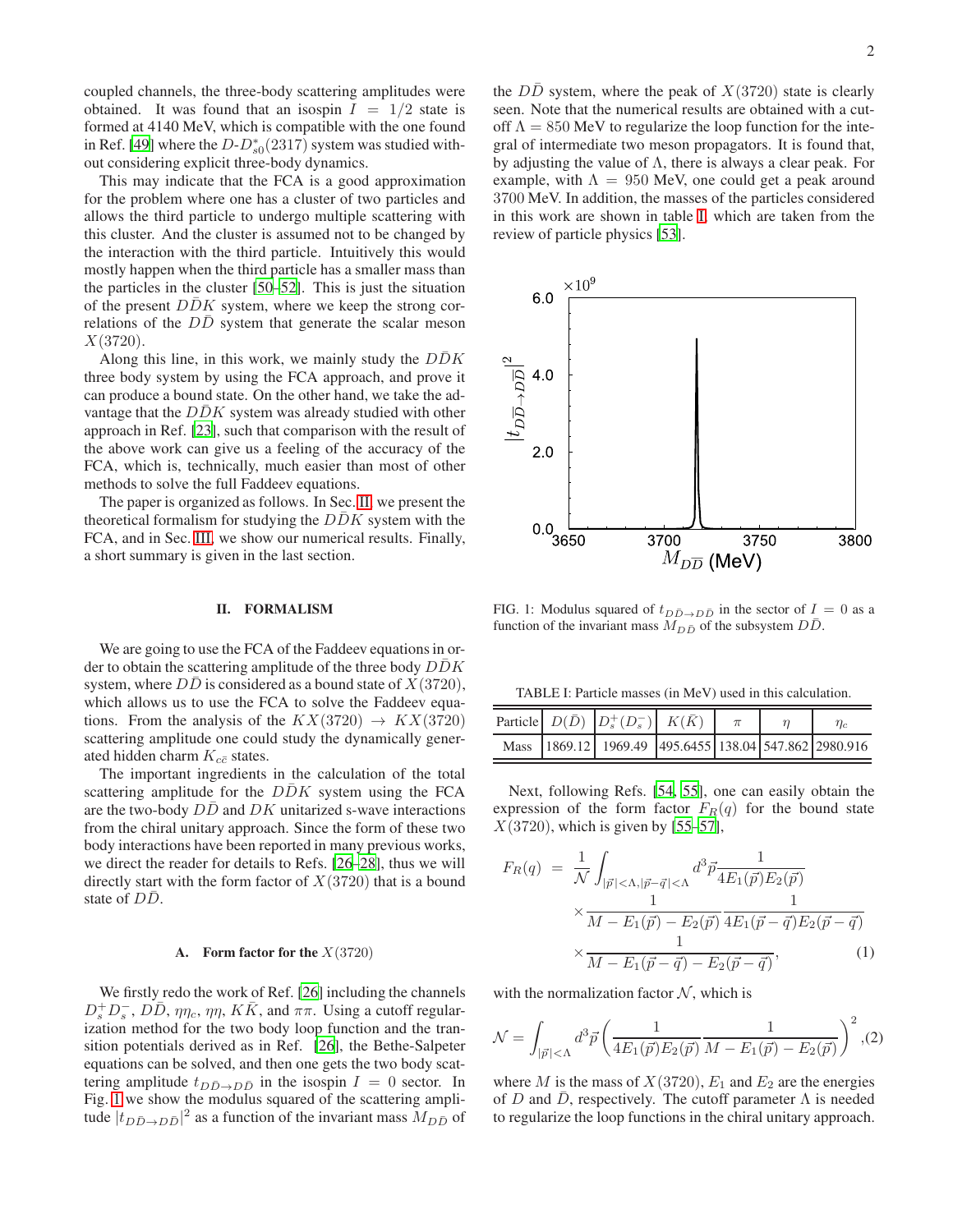coupled channels, the three-body scattering amplitudes were obtained. It was found that an isospin $I = 1/2$ state is formed at 4140 MeV, which is compatible with the one found in Ref. [49] where the $D$-$D_{s0}^*(2317)$ system was studied without considering explicit three-body dynamics.

This may indicate that the FCA is a good approximation for the problem where one has a cluster of two particles and allows the third particle to undergo multiple scattering with this cluster. And the cluster is assumed not to be changed by the interaction with the third particle. Intuitively this would mostly happen when the third particle has a smaller mass than the particles in the cluster [50–52]. This is just the situation of the present $D\bar{D}K$ system, where we keep the strong correlations of the $D\bar{D}$ system that generate the scalar meson $X(3720)$.

Along this line, in this work, we mainly study the $D\bar{D}K$ three body system by using the FCA approach, and prove it can produce a bound state. On the other hand, we take the advantage that the $D\bar{D}K$ system was already studied with other approach in Ref. [23], such that comparison with the result of the above work can give us a feeling of the accuracy of the FCA, which is, technically, much easier than most of other methods to solve the full Faddeev equations.

The paper is organized as follows. In Sec. II, we present the theoretical formalism for studying the $D\bar{D}K$ system with the FCA, and in Sec. III, we show our numerical results. Finally, a short summary is given in the last section.

## II. FORMALISM

We are going to use the FCA of the Faddeev equations in order to obtain the scattering amplitude of the three body $D\bar{D}K$ system, where $D\bar{D}$ is considered as a bound state of $X(3720)$, which allows us to use the FCA to solve the Faddeev equations. From the analysis of the $KX(3720) \to KX(3720)$ scattering amplitude one could study the dynamically generated hidden charm $K_{c\bar{c}}$ states.

The important ingredients in the calculation of the total scattering amplitude for the $D\bar{D}K$ system using the FCA are the two-body $D\bar{D}$ and $DK$ unitarized s-wave interactions from the chiral unitary approach. Since the form of these two body interactions have been reported in many previous works, we direct the reader for details to Refs. [26–28], thus we will directly start with the form factor of $X(3720)$ that is a bound state of $D\bar{D}$.

### A. Form factor for the $X(3720)$

We firstly redo the work of Ref. [26] including the channels $D_s^+ D_s^-$, $D\bar{D}$, $\eta\eta_c$, $\eta\eta$, $K\bar{K}$, and $\pi\pi$. Using a cutoff regularization method for the two body loop function and the transition potentials derived as in Ref. [26], the Bethe-Salpeter equations can be solved, and then one gets the two body scattering amplitude $t_{D\bar{D}\to D\bar{D}}$ in the isospin $I = 0$ sector. In Fig. 1 we show the modulus squared of the scattering amplitude $|t_{D\bar{D}\to D\bar{D}}|^2$ as a function of the invariant mass $M_{D\bar{D}}$ of the $D\bar{D}$ system, where the peak of $X(3720)$ state is clearly seen. Note that the numerical results are obtained with a cutoff $\Lambda = 850$ MeV to regularize the loop function for the integral of intermediate two meson propagators. It is found that, by adjusting the value of $\Lambda$, there is always a clear peak. For example, with $\Lambda = 950$ MeV, one could get a peak around 3700 MeV. In addition, the masses of the particles considered in this work are shown in table I, which are taken from the review of particle physics [53].

FIG. 1: Modulus squared of $t_{D\bar{D}\to D\bar{D}}$ in the sector of $I = 0$ as a function of the invariant mass $M_{D\bar{D}}$ of the subsystem $D\bar{D}$.

TABLE I: Particle masses (in MeV) used in this calculation.

| Particle | $D(\bar{D})$ | $D_s^+(D_s^-)$ | $K(\bar{K})$ | $\pi$ | $\eta$ | $\eta_c$ |
|---|---|---|---|---|---|---|
| Mass | 1869.12 | 1969.49 | 495.6455 | 138.04 | 547.862 | 2980.916 |

Next, following Refs. [54, 55], one can easily obtain the expression of the form factor $F_R(q)$ for the bound state $X(3720)$, which is given by [55–57],

$$
\begin{aligned}
F_R(q) = & \frac{1}{\mathcal{N}} \int_{|\vec{p}|<\Lambda, |\vec{p}-\vec{q}|<\Lambda} d^3\vec{p} \frac{1}{4E_1(\vec{p})E_2(\vec{p})} \\
& \times \frac{1}{M - E_1(\vec{p}) - E_2(\vec{p})} \frac{1}{4E_1(\vec{p}-\vec{q})E_2(\vec{p}-\vec{q})} \\
& \times \frac{1}{M - E_1(\vec{p}-\vec{q}) - E_2(\vec{p}-\vec{q})}, \quad (1)
\end{aligned}
$$

with the normalization factor $\mathcal{N}$, which is

$$
\mathcal{N} = \int_{|\vec{p}|<\Lambda} d^3\vec{p} \left( \frac{1}{4E_1(\vec{p})E_2(\vec{p})} \frac{1}{M - E_1(\vec{p}) - E_2(\vec{p})} \right)^2, \quad (2)
$$

where $M$ is the mass of $X(3720)$, $E_1$ and $E_2$ are the energies of $D$ and $\bar{D}$, respectively. The cutoff parameter $\Lambda$ is needed to regularize the loop functions in the chiral unitary approach.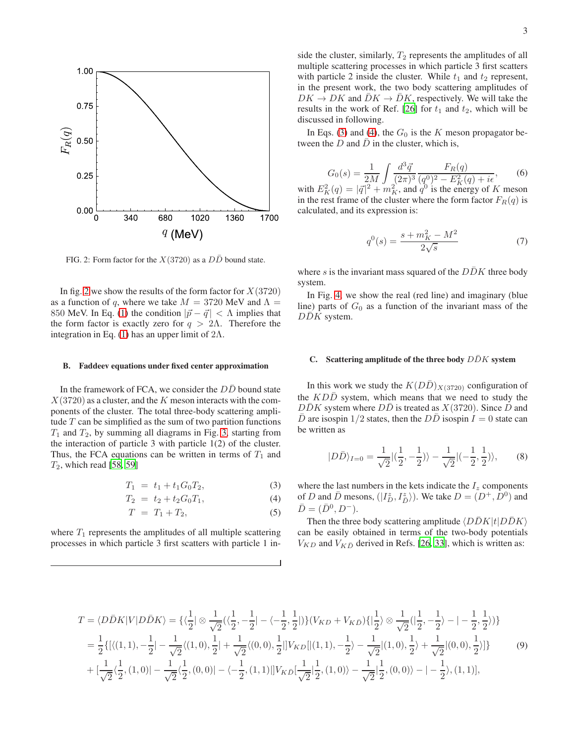FIG. 2: Form factor for the $X(3720)$ as a $D\bar{D}$ bound state.

In fig. 2 we show the results of the form factor for $X(3720)$ as a function of $q$, where we take $M = 3720$ MeV and $\Lambda = 850$ MeV. In Eq. (1) the condition $|\vec{p} - \vec{q}| < \Lambda$ implies that the form factor is exactly zero for $q > 2\Lambda$. Therefore the integration in Eq. (1) has an upper limit of $2\Lambda$.

### B. Faddeev equations under fixed center approximation

In the framework of FCA, we consider the $D\bar{D}$ bound state $X(3720)$ as a cluster, and the $K$ meson interacts with the components of the cluster. The total three-body scattering amplitude $T$ can be simplified as the sum of two partition functions $T_1$ and $T_2$, by summing all diagrams in Fig. 3, starting from the interaction of particle 3 with particle 1(2) of the cluster. Thus, the FCA equations can be written in terms of $T_1$ and $T_2$, which read [58, 59]

$$T_1 = t_1 + t_1 G_0 T_2, \tag{3}$$

$$T_2 = t_2 + t_2 G_0 T_1, \tag{4}$$

$$T = T_1 + T_2, \tag{5}$$

where $T_1$ represents the amplitudes of all multiple scattering processes in which particle 3 first scatters with particle 1 inside the cluster, similarly, $T_2$ represents the amplitudes of all multiple scattering processes in which particle 3 first scatters with particle 2 inside the cluster. While $t_1$ and $t_2$ represent, in the present work, the two body scattering amplitudes of $DK \to DK$ and $\bar{D}K \to \bar{D}K$, respectively. We will take the results in the work of Ref. [26] for $t_1$ and $t_2$, which will be discussed in following.

In Eqs. (3) and (4), the $G_0$ is the $K$ meson propagator between the $D$ and $\bar{D}$ in the cluster, which is,

$$G_0(s) = \frac{1}{2M} \int \frac{d^3\vec{q}}{(2\pi)^3} \frac{F_R(q)}{(q^0)^2 - E_K^2(q) + i\epsilon}, \tag{6}$$

with $E_K^2(q) = |\vec{q}|^2 + m_K^2$, and $q^0$ is the energy of $K$ meson in the rest frame of the cluster where the form factor $F_R(q)$ is calculated, and its expression is:

$$q^0(s) = \frac{s + m_K^2 - M^2}{2\sqrt{s}} \tag{7}$$

where $s$ is the invariant mass squared of the $D\bar{D}K$ three body system.

In Fig. 4, we show the real (red line) and imaginary (blue line) parts of $G_0$ as a function of the invariant mass of the $D\bar{D}K$ system.

### C. Scattering amplitude of the three body $D\bar{D}K$ system

In this work we study the $K(D\bar{D})_{X(3720)}$ configuration of the $KD\bar{D}$ system, which means that we need to study the $D\bar{D}K$ system where $D\bar{D}$ is treated as $X(3720)$. Since $D$ and $\bar{D}$ are isospin $1/2$ states, then the $D\bar{D}$ isospin $I = 0$ state can be written as

$$|D\bar{D}\rangle_{I=0} = \frac{1}{\sqrt{2}}|(\frac{1}{2}, -\frac{1}{2})\rangle - \frac{1}{\sqrt{2}}|(-\frac{1}{2}, \frac{1}{2})\rangle, \tag{8}$$

where the last numbers in the kets indicate the $I_z$ components of $D$ and $\bar{D}$ mesons, $(|I_D^z, I_{\bar{D}}^z\rangle)$. We take $D = (D^+, D^0)$ and $\bar{D} = (\bar{D}^0, D^-)$.

Then the three body scattering amplitude $\langle D\bar{D}K|t|D\bar{D}K\rangle$ can be easily obtained in terms of the two-body potentials $V_{KD}$ and $V_{K\bar{D}}$ derived in Refs. [26, 33], which is written as:

$$\begin{aligned}
T = \langle D\bar{D}K|V|D\bar{D}K\rangle &= \{\langle\frac{1}{2}| \otimes \frac{1}{\sqrt{2}}(\langle\frac{1}{2}, -\frac{1}{2}| - \langle -\frac{1}{2}, \frac{1}{2}|)\}(V_{KD} + V_{K\bar{D}})\{|\frac{1}{2}\rangle \otimes \frac{1}{\sqrt{2}}(|\frac{1}{2}, -\frac{1}{2}\rangle - | - \frac{1}{2}, \frac{1}{2}\rangle)\} \\
&= \frac{1}{2}\{[(\langle(1,1), -\frac{1}{2}| - \frac{1}{\sqrt{2}}\langle(1,0), \frac{1}{2}| + \frac{1}{\sqrt{2}}\langle(0,0), \frac{1}{2}|]V_{KD}[|(1,1), -\frac{1}{2}\rangle - \frac{1}{\sqrt{2}}|(1,0), \frac{1}{2}\rangle + \frac{1}{\sqrt{2}}|(0,0), \frac{1}{2}\rangle]\} \\
&+ [\frac{1}{\sqrt{2}}\langle\frac{1}{2}, (1,0)| - \frac{1}{\sqrt{2}}\langle\frac{1}{2}, (0,0)| - \langle -\frac{1}{2}, (1,1)|]V_{K\bar{D}}[\frac{1}{\sqrt{2}}|\frac{1}{2}, (1,0)\rangle - \frac{1}{\sqrt{2}}|\frac{1}{2}, (0,0)\rangle - | - \frac{1}{2}\rangle, (1,1)],
\end{aligned} \tag{9}$$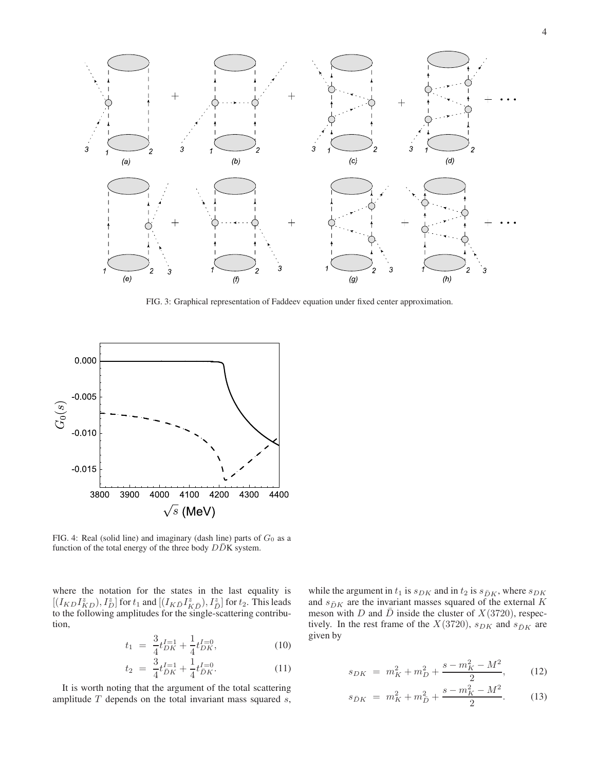FIG. 3: Graphical representation of Faddeev equation under fixed center approximation.

FIG. 4: Real (solid line) and imaginary (dash line) parts of $G_0$ as a function of the total energy of the three body $D\bar{D}$K system.

where the notation for the states in the last equality is $[(I_{KD}I^z_{KD}), I^z_{\bar{D}}]$ for $t_1$ and $[(I_{K\bar{D}}I^z_{K\bar{D}}), I^z_{\bar{D}}]$ for $t_2$. This leads to the following amplitudes for the single-scattering contribution,

$$t_1 = \frac{3}{4}t^{I=1}_{DK} + \frac{1}{4}t^{I=0}_{DK}, \tag{10}$$

$$t_2 = \frac{3}{4}t^{I=1}_{\bar{D}K} + \frac{1}{4}t^{I=0}_{\bar{D}K}. \tag{11}$$

It is worth noting that the argument of the total scattering amplitude $T$ depends on the total invariant mass squared $s$, while the argument in $t_1$ is $s_{DK}$ and in $t_2$ is $s_{\bar{D}K}$, where $s_{DK}$ and $s_{\bar{D}K}$ are the invariant masses squared of the external $K$ meson with $D$ and $\bar{D}$ inside the cluster of $X(3720)$, respectively. In the rest frame of the $X(3720)$, $s_{DK}$ and $s_{\bar{D}K}$ are given by

$$s_{DK} = m_K^2 + m_D^2 + \frac{s - m_K^2 - M^2}{2}, \tag{12}$$

$$s_{\bar{D}K} = m_K^2 + m_{\bar{D}}^2 + \frac{s - m_K^2 - M^2}{2}. \tag{13}$$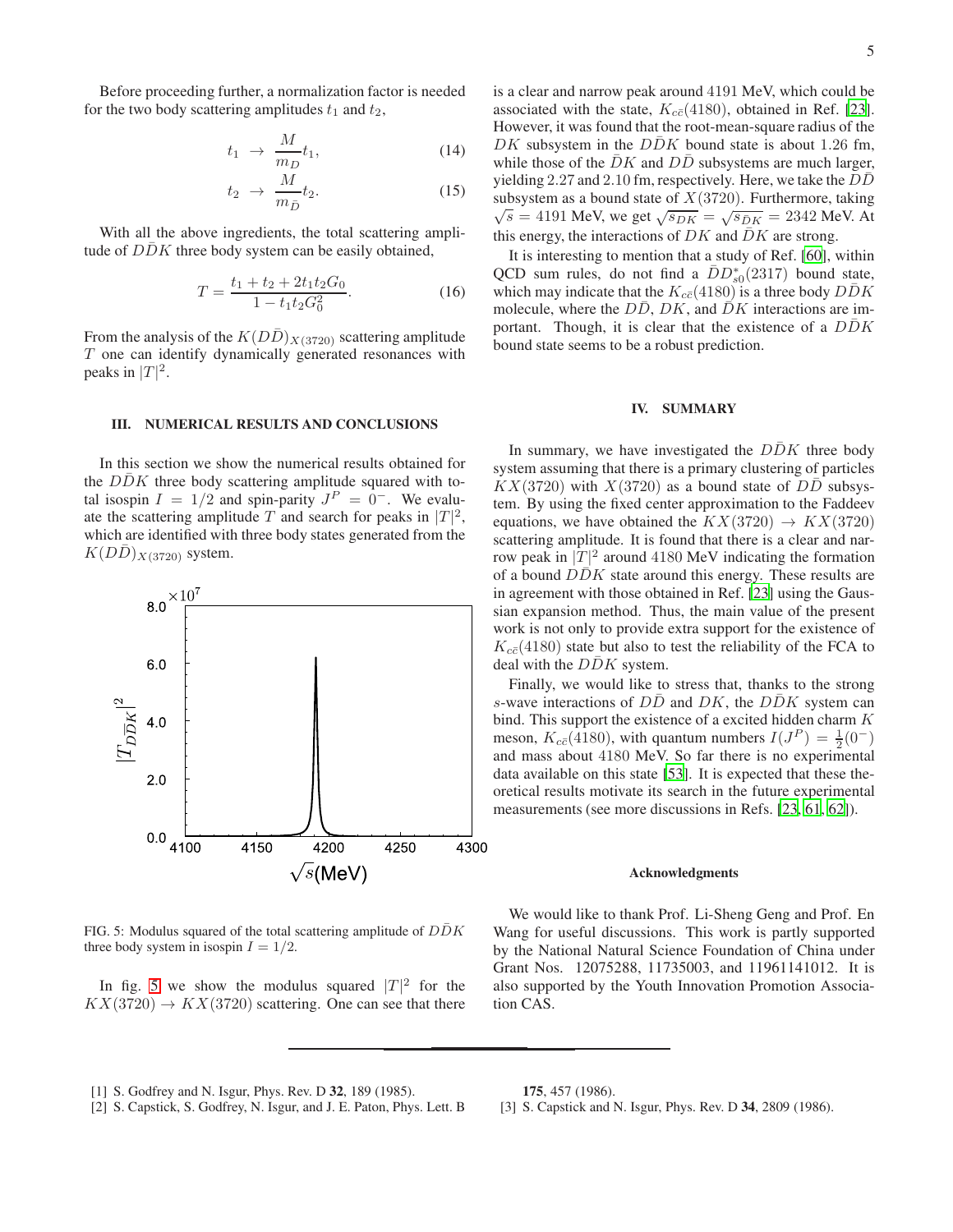Before proceeding further, a normalization factor is needed for the two body scattering amplitudes $t_1$ and $t_2$,

$$t_1 \rightarrow \frac{M}{m_D} t_1, \tag{14}$$

$$t_2 \rightarrow \frac{M}{m_{\bar{D}}} t_2. \tag{15}$$

With all the above ingredients, the total scattering amplitude of $D\bar{D}K$ three body system can be easily obtained,

$$T = \frac{t_1 + t_2 + 2t_1 t_2 G_0}{1 - t_1 t_2 G_0^2}. \tag{16}$$

From the analysis of the $K(D\bar{D})_{X(3720)}$ scattering amplitude $T$ one can identify dynamically generated resonances with peaks in $|T|^2$.

## III. NUMERICAL RESULTS AND CONCLUSIONS

In this section we show the numerical results obtained for the $D\bar{D}K$ three body scattering amplitude squared with total isospin $I = 1/2$ and spin-parity $J^P = 0^-$. We evaluate the scattering amplitude $T$ and search for peaks in $|T|^2$, which are identified with three body states generated from the $K(D\bar{D})_{X(3720)}$ system.

FIG. 5: Modulus squared of the total scattering amplitude of $D\bar{D}K$ three body system in isospin $I = 1/2$.

In fig. 5 we show the modulus squared $|T|^2$ for the $KX(3720) \rightarrow KX(3720)$ scattering. One can see that there is a clear and narrow peak around 4191 MeV, which could be associated with the state, $K_{c\bar{c}}(4180)$, obtained in Ref. [23]. However, it was found that the root-mean-square radius of the $DK$ subsystem in the $D\bar{D}K$ bound state is about 1.26 fm, while those of the $\bar{D}K$ and $D\bar{D}$ subsystems are much larger, yielding 2.27 and 2.10 fm, respectively. Here, we take the $D\bar{D}$ subsystem as a bound state of $X(3720)$. Furthermore, taking $\sqrt{s} = 4191$ MeV, we get $\sqrt{s_{DK}} = \sqrt{s_{\bar{D}K}} = 2342$ MeV. At this energy, the interactions of $DK$ and $\bar{D}K$ are strong.

It is interesting to mention that a study of Ref. [60], within QCD sum rules, do not find a $\bar{D}D^*_{s0}(2317)$ bound state, which may indicate that the $K_{c\bar{c}}(4180)$ is a three body $D\bar{D}K$ molecule, where the $D\bar{D}$, $DK$, and $\bar{D}K$ interactions are important. Though, it is clear that the existence of a $D\bar{D}K$ bound state seems to be a robust prediction.

## IV. SUMMARY

In summary, we have investigated the $D\bar{D}K$ three body system assuming that there is a primary clustering of particles $KX(3720)$ with $X(3720)$ as a bound state of $D\bar{D}$ subsystem. By using the fixed center approximation to the Faddeev equations, we have obtained the $KX(3720) \rightarrow KX(3720)$ scattering amplitude. It is found that there is a clear and narrow peak in $|T|^2$ around 4180 MeV indicating the formation of a bound $D\bar{D}K$ state around this energy. These results are in agreement with those obtained in Ref. [23] using the Gaussian expansion method. Thus, the main value of the present work is not only to provide extra support for the existence of $K_{c\bar{c}}(4180)$ state but also to test the reliability of the FCA to deal with the $D\bar{D}K$ system.

Finally, we would like to stress that, thanks to the strong $s$-wave interactions of $D\bar{D}$ and $DK$, the $D\bar{D}K$ system can bind. This support the existence of a excited hidden charm $K$ meson, $K_{c\bar{c}}(4180)$, with quantum numbers $I(J^P) = \frac{1}{2}(0^-)$ and mass about 4180 MeV. So far there is no experimental data available on this state [53]. It is expected that these theoretical results motivate its search in the future experimental measurements (see more discussions in Refs. [23, 61, 62]).

### Acknowledgments

We would like to thank Prof. Li-Sheng Geng and Prof. En Wang for useful discussions. This work is partly supported by the National Natural Science Foundation of China under Grant Nos. 12075288, 11735003, and 11961141012. It is also supported by the Youth Innovation Promotion Association CAS.

---

[1] S. Godfrey and N. Isgur, Phys. Rev. D **32**, 189 (1985).

[2] S. Capstick, S. Godfrey, N. Isgur, and J. E. Paton, Phys. Lett. B **175**, 457 (1986).

[3] S. Capstick and N. Isgur, Phys. Rev. D **34**, 2809 (1986).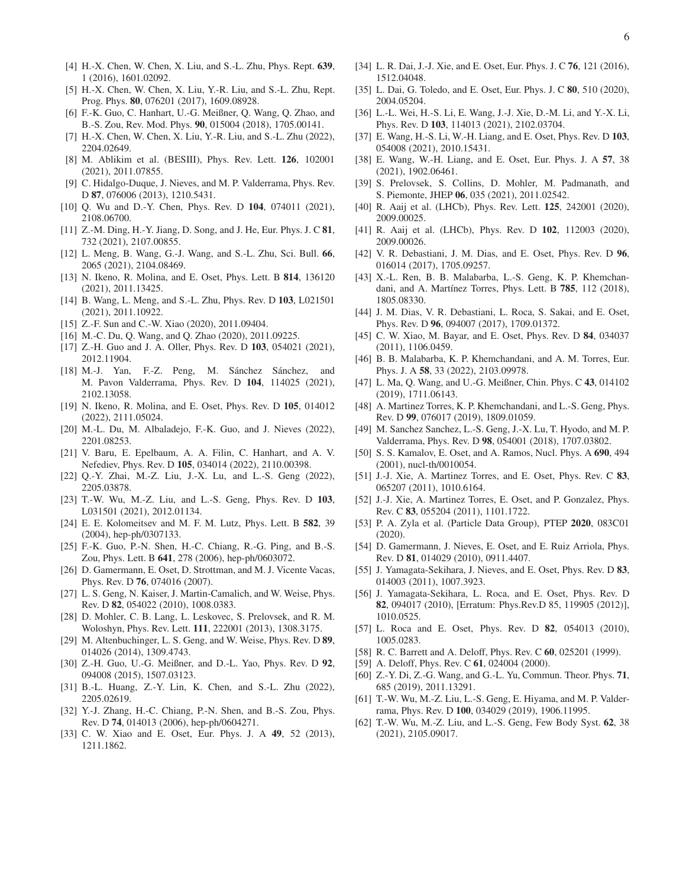[4] H.-X. Chen, W. Chen, X. Liu, and S.-L. Zhu, Phys. Rept. **639**, 1 (2016), 1601.02092.

[5] H.-X. Chen, W. Chen, X. Liu, Y.-R. Liu, and S.-L. Zhu, Rept. Prog. Phys. **80**, 076201 (2017), 1609.08928.

[6] F.-K. Guo, C. Hanhart, U.-G. Meißner, Q. Wang, Q. Zhao, and B.-S. Zou, Rev. Mod. Phys. **90**, 015004 (2018), 1705.00141.

[7] H.-X. Chen, W. Chen, X. Liu, Y.-R. Liu, and S.-L. Zhu (2022), 2204.02649.

[8] M. Ablikim et al. (BESIII), Phys. Rev. Lett. **126**, 102001 (2021), 2011.07855.

[9] C. Hidalgo-Duque, J. Nieves, and M. P. Valderrama, Phys. Rev. D **87**, 076006 (2013), 1210.5431.

[10] Q. Wu and D.-Y. Chen, Phys. Rev. D **104**, 074011 (2021), 2108.06700.

[11] Z.-M. Ding, H.-Y. Jiang, D. Song, and J. He, Eur. Phys. J. C **81**, 732 (2021), 2107.00855.

[12] L. Meng, B. Wang, G.-J. Wang, and S.-L. Zhu, Sci. Bull. **66**, 2065 (2021), 2104.08469.

[13] N. Ikeno, R. Molina, and E. Oset, Phys. Lett. B **814**, 136120 (2021), 2011.13425.

[14] B. Wang, L. Meng, and S.-L. Zhu, Phys. Rev. D **103**, L021501 (2021), 2011.10922.

[15] Z.-F. Sun and C.-W. Xiao (2020), 2011.09404.

[16] M.-C. Du, Q. Wang, and Q. Zhao (2020), 2011.09225.

[17] Z.-H. Guo and J. A. Oller, Phys. Rev. D **103**, 054021 (2021), 2012.11904.

[18] M.-J. Yan, F.-Z. Peng, M. Sánchez Sánchez, and M. Pavon Valderrama, Phys. Rev. D **104**, 114025 (2021), 2102.13058.

[19] N. Ikeno, R. Molina, and E. Oset, Phys. Rev. D **105**, 014012 (2022), 2111.05024.

[20] M.-L. Du, M. Albaladejo, F.-K. Guo, and J. Nieves (2022), 2201.08253.

[21] V. Baru, E. Epelbaum, A. A. Filin, C. Hanhart, and A. V. Nefediev, Phys. Rev. D **105**, 034014 (2022), 2110.00398.

[22] Q.-Y. Zhai, M.-Z. Liu, J.-X. Lu, and L.-S. Geng (2022), 2205.03878.

[23] T.-W. Wu, M.-Z. Liu, and L.-S. Geng, Phys. Rev. D **103**, L031501 (2021), 2012.01134.

[24] E. E. Kolomeitsev and M. F. M. Lutz, Phys. Lett. B **582**, 39 (2004), hep-ph/0307133.

[25] F.-K. Guo, P.-N. Shen, H.-C. Chiang, R.-G. Ping, and B.-S. Zou, Phys. Lett. B **641**, 278 (2006), hep-ph/0603072.

[26] D. Gamermann, E. Oset, D. Strottman, and M. J. Vicente Vacas, Phys. Rev. D **76**, 074016 (2007).

[27] L. S. Geng, N. Kaiser, J. Martin-Camalich, and W. Weise, Phys. Rev. D **82**, 054022 (2010), 1008.0383.

[28] D. Mohler, C. B. Lang, L. Leskovec, S. Prelovsek, and R. M. Woloshyn, Phys. Rev. Lett. **111**, 222001 (2013), 1308.3175.

[29] M. Altenbuchinger, L. S. Geng, and W. Weise, Phys. Rev. D **89**, 014026 (2014), 1309.4743.

[30] Z.-H. Guo, U.-G. Meißner, and D.-L. Yao, Phys. Rev. D **92**, 094008 (2015), 1507.03123.

[31] B.-L. Huang, Z.-Y. Lin, K. Chen, and S.-L. Zhu (2022), 2205.02619.

[32] Y.-J. Zhang, H.-C. Chiang, P.-N. Shen, and B.-S. Zou, Phys. Rev. D **74**, 014013 (2006), hep-ph/0604271.

[33] C. W. Xiao and E. Oset, Eur. Phys. J. A **49**, 52 (2013), 1211.1862.

[34] L. R. Dai, J.-J. Xie, and E. Oset, Eur. Phys. J. C **76**, 121 (2016), 1512.04048.

[35] L. Dai, G. Toledo, and E. Oset, Eur. Phys. J. C **80**, 510 (2020), 2004.05204.

[36] L.-L. Wei, H.-S. Li, E. Wang, J.-J. Xie, D.-M. Li, and Y.-X. Li, Phys. Rev. D **103**, 114013 (2021), 2102.03704.

[37] E. Wang, H.-S. Li, W.-H. Liang, and E. Oset, Phys. Rev. D **103**, 054008 (2021), 2010.15431.

[38] E. Wang, W.-H. Liang, and E. Oset, Eur. Phys. J. A **57**, 38 (2021), 1902.06461.

[39] S. Prelovsek, S. Collins, D. Mohler, M. Padmanath, and S. Piemonte, JHEP **06**, 035 (2021), 2011.02542.

[40] R. Aaij et al. (LHCb), Phys. Rev. Lett. **125**, 242001 (2020), 2009.00025.

[41] R. Aaij et al. (LHCb), Phys. Rev. D **102**, 112003 (2020), 2009.00026.

[42] V. R. Debastiani, J. M. Dias, and E. Oset, Phys. Rev. D **96**, 016014 (2017), 1705.09257.

[43] X.-L. Ren, B. B. Malabarba, L.-S. Geng, K. P. Khemchandani, and A. Martínez Torres, Phys. Lett. B **785**, 112 (2018), 1805.08330.

[44] J. M. Dias, V. R. Debastiani, L. Roca, S. Sakai, and E. Oset, Phys. Rev. D **96**, 094007 (2017), 1709.01372.

[45] C. W. Xiao, M. Bayar, and E. Oset, Phys. Rev. D **84**, 034037 (2011), 1106.0459.

[46] B. B. Malabarba, K. P. Khemchandani, and A. M. Torres, Eur. Phys. J. A **58**, 33 (2022), 2103.09978.

[47] L. Ma, Q. Wang, and U.-G. Meißner, Chin. Phys. C **43**, 014102 (2019), 1711.06143.

[48] A. Martinez Torres, K. P. Khemchandani, and L.-S. Geng, Phys. Rev. D **99**, 076017 (2019), 1809.01059.

[49] M. Sanchez Sanchez, L.-S. Geng, J.-X. Lu, T. Hyodo, and M. P. Valderrama, Phys. Rev. D **98**, 054001 (2018), 1707.03802.

[50] S. S. Kamalov, E. Oset, and A. Ramos, Nucl. Phys. A **690**, 494 (2001), nucl-th/0010054.

[51] J.-J. Xie, A. Martinez Torres, and E. Oset, Phys. Rev. C **83**, 065207 (2011), 1010.6164.

[52] J.-J. Xie, A. Martinez Torres, E. Oset, and P. Gonzalez, Phys. Rev. C **83**, 055204 (2011), 1101.1722.

[53] P. A. Zyla et al. (Particle Data Group), PTEP **2020**, 083C01 (2020).

[54] D. Gamermann, J. Nieves, E. Oset, and E. Ruiz Arriola, Phys. Rev. D **81**, 014029 (2010), 0911.4407.

[55] J. Yamagata-Sekihara, J. Nieves, and E. Oset, Phys. Rev. D **83**, 014003 (2011), 1007.3923.

[56] J. Yamagata-Sekihara, L. Roca, and E. Oset, Phys. Rev. D **82**, 094017 (2010), [Erratum: Phys.Rev.D 85, 119905 (2012)], 1010.0525.

[57] L. Roca and E. Oset, Phys. Rev. D **82**, 054013 (2010), 1005.0283.

[58] R. C. Barrett and A. Deloff, Phys. Rev. C **60**, 025201 (1999).

[59] A. Deloff, Phys. Rev. C **61**, 024004 (2000).

[60] Z.-Y. Di, Z.-G. Wang, and G.-L. Yu, Commun. Theor. Phys. **71**, 685 (2019), 2011.13291.

[61] T.-W. Wu, M.-Z. Liu, L.-S. Geng, E. Hiyama, and M. P. Valderrama, Phys. Rev. D **100**, 034029 (2019), 1906.11995.

[62] T.-W. Wu, M.-Z. Liu, and L.-S. Geng, Few Body Syst. **62**, 38 (2021), 2105.09017.